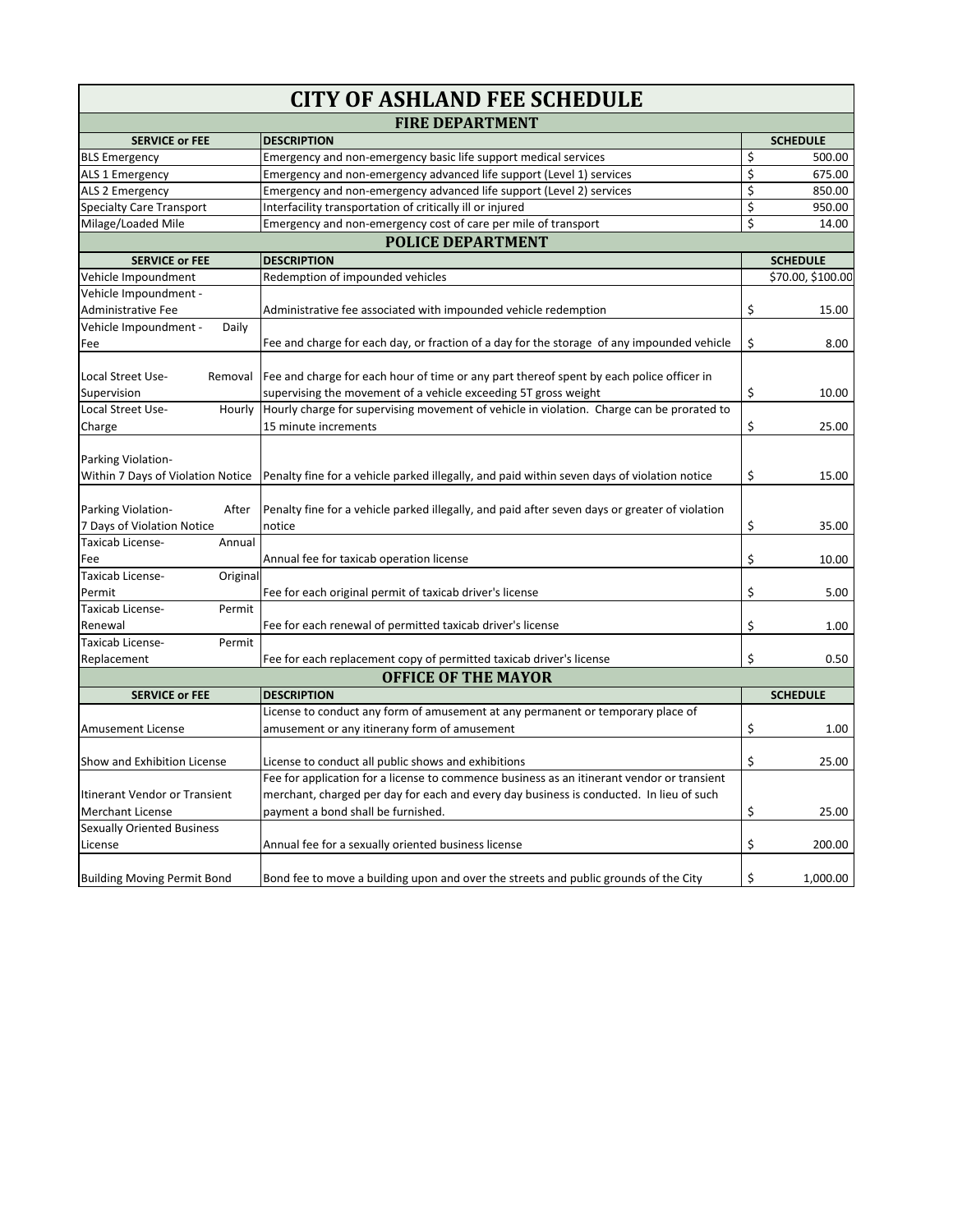# CITY OF ASHLAND FEE SCHEDULE

## FIRE DEPARTMENT

| SERVICE or FEE | DESCRIPTION | SCHEDULE |
|---|---|---|
| BLS Emergency | Emergency and non-emergency basic life support medical services | $ 500.00 |
| ALS 1 Emergency | Emergency and non-emergency advanced life support (Level 1) services | $ 675.00 |
| ALS 2 Emergency | Emergency and non-emergency advanced life support (Level 2) services | $ 850.00 |
| Specialty Care Transport | Interfacility transportation of critically ill or injured | $ 950.00 |
| Milage/Loaded Mile | Emergency and non-emergency cost of care per mile of transport | $ 14.00 |

## POLICE DEPARTMENT

| SERVICE or FEE | DESCRIPTION | SCHEDULE |
|---|---|---|
| Vehicle Impoundment | Redemption of impounded vehicles | $70.00, $100.00 |
| Vehicle Impoundment - Administrative Fee | Administrative fee associated with impounded vehicle redemption | $ 15.00 |
| Vehicle Impoundment - Daily Fee | Fee and charge for each day, or fraction of a day for the storage of any impounded vehicle | $ 8.00 |
| Local Street Use- Removal Supervision | Fee and charge for each hour of time or any part thereof spent by each police officer in supervising the movement of a vehicle exceeding 5T gross weight | $ 10.00 |
| Local Street Use- Hourly Charge | Hourly charge for supervising movement of vehicle in violation. Charge can be prorated to 15 minute increments | $ 25.00 |
| Parking Violation- Within 7 Days of Violation Notice | Penalty fine for a vehicle parked illegally, and paid within seven days of violation notice | $ 15.00 |
| Parking Violation- After 7 Days of Violation Notice | Penalty fine for a vehicle parked illegally, and paid after seven days or greater of violation notice | $ 35.00 |
| Taxicab License- Annual Fee | Annual fee for taxicab operation license | $ 10.00 |
| Taxicab License- Original Permit | Fee for each original permit of taxicab driver's license | $ 5.00 |
| Taxicab License- Permit Renewal | Fee for each renewal of permitted taxicab driver's license | $ 1.00 |
| Taxicab License- Permit Replacement | Fee for each replacement copy of permitted taxicab driver's license | $ 0.50 |

## OFFICE OF THE MAYOR

| SERVICE or FEE | DESCRIPTION | SCHEDULE |
|---|---|---|
| Amusement License | License to conduct any form of amusement at any permanent or temporary place of amusement or any itinerany form of amusement | $ 1.00 |
| Show and Exhibition License | License to conduct all public shows and exhibitions | $ 25.00 |
| Itinerant Vendor or Transient Merchant License | Fee for application for a license to commence business as an itinerant vendor or transient merchant, charged per day for each and every day business is conducted. In lieu of such payment a bond shall be furnished. | $ 25.00 |
| Sexually Oriented Business License | Annual fee for a sexually oriented business license | $ 200.00 |
| Building Moving Permit Bond | Bond fee to move a building upon and over the streets and public grounds of the City | $ 1,000.00 |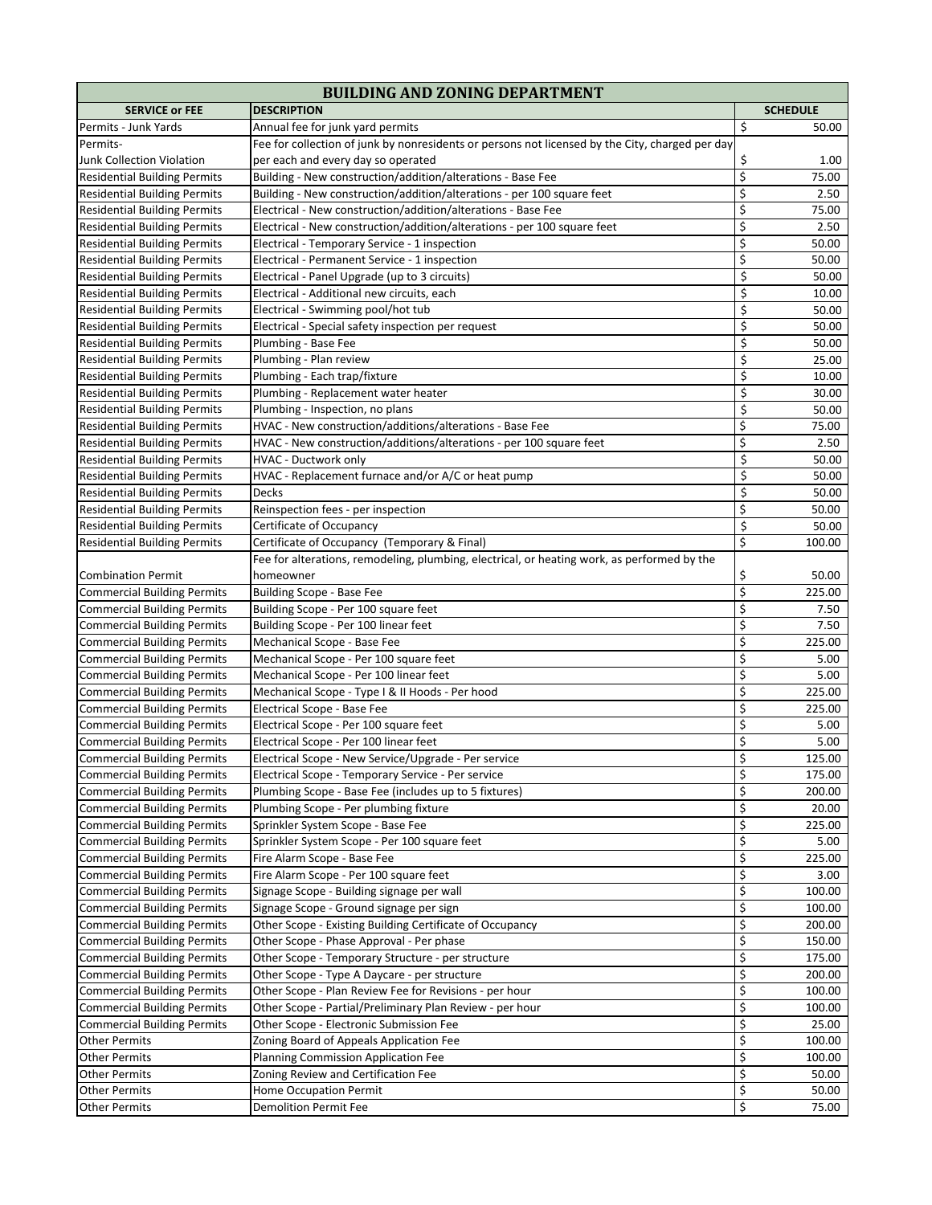| BUILDING AND ZONING DEPARTMENT | | |
|---|---|---|
| **SERVICE or FEE** | **DESCRIPTION** | **SCHEDULE** |
| Permits - Junk Yards | Annual fee for junk yard permits | $ 50.00 |
| Permits- Junk Collection Violation | Fee for collection of junk by nonresidents or persons not licensed by the City, charged per day per each and every day so operated | $ 1.00 |
| Residential Building Permits | Building - New construction/addition/alterations - Base Fee | $ 75.00 |
| Residential Building Permits | Building - New construction/addition/alterations - per 100 square feet | $ 2.50 |
| Residential Building Permits | Electrical - New construction/addition/alterations - Base Fee | $ 75.00 |
| Residential Building Permits | Electrical - New construction/addition/alterations - per 100 square feet | $ 2.50 |
| Residential Building Permits | Electrical - Temporary Service - 1 inspection | $ 50.00 |
| Residential Building Permits | Electrical - Permanent Service - 1 inspection | $ 50.00 |
| Residential Building Permits | Electrical - Panel Upgrade (up to 3 circuits) | $ 50.00 |
| Residential Building Permits | Electrical - Additional new circuits, each | $ 10.00 |
| Residential Building Permits | Electrical - Swimming pool/hot tub | $ 50.00 |
| Residential Building Permits | Electrical - Special safety inspection per request | $ 50.00 |
| Residential Building Permits | Plumbing - Base Fee | $ 50.00 |
| Residential Building Permits | Plumbing - Plan review | $ 25.00 |
| Residential Building Permits | Plumbing - Each trap/fixture | $ 10.00 |
| Residential Building Permits | Plumbing - Replacement water heater | $ 30.00 |
| Residential Building Permits | Plumbing - Inspection, no plans | $ 50.00 |
| Residential Building Permits | HVAC - New construction/additions/alterations - Base Fee | $ 75.00 |
| Residential Building Permits | HVAC - New construction/additions/alterations - per 100 square feet | $ 2.50 |
| Residential Building Permits | HVAC - Ductwork only | $ 50.00 |
| Residential Building Permits | HVAC - Replacement furnace and/or A/C or heat pump | $ 50.00 |
| Residential Building Permits | Decks | $ 50.00 |
| Residential Building Permits | Reinspection fees - per inspection | $ 50.00 |
| Residential Building Permits | Certificate of Occupancy | $ 50.00 |
| Residential Building Permits | Certificate of Occupancy (Temporary & Final) | $ 100.00 |
| Combination Permit | Fee for alterations, remodeling, plumbing, electrical, or heating work, as performed by the homeowner | $ 50.00 |
| Commercial Building Permits | Building Scope - Base Fee | $ 225.00 |
| Commercial Building Permits | Building Scope - Per 100 square feet | $ 7.50 |
| Commercial Building Permits | Building Scope - Per 100 linear feet | $ 7.50 |
| Commercial Building Permits | Mechanical Scope - Base Fee | $ 225.00 |
| Commercial Building Permits | Mechanical Scope - Per 100 square feet | $ 5.00 |
| Commercial Building Permits | Mechanical Scope - Per 100 linear feet | $ 5.00 |
| Commercial Building Permits | Mechanical Scope - Type I & II Hoods - Per hood | $ 225.00 |
| Commercial Building Permits | Electrical Scope - Base Fee | $ 225.00 |
| Commercial Building Permits | Electrical Scope - Per 100 square feet | $ 5.00 |
| Commercial Building Permits | Electrical Scope - Per 100 linear feet | $ 5.00 |
| Commercial Building Permits | Electrical Scope - New Service/Upgrade - Per service | $ 125.00 |
| Commercial Building Permits | Electrical Scope - Temporary Service - Per service | $ 175.00 |
| Commercial Building Permits | Plumbing Scope - Base Fee (includes up to 5 fixtures) | $ 200.00 |
| Commercial Building Permits | Plumbing Scope - Per plumbing fixture | $ 20.00 |
| Commercial Building Permits | Sprinkler System Scope - Base Fee | $ 225.00 |
| Commercial Building Permits | Sprinkler System Scope - Per 100 square feet | $ 5.00 |
| Commercial Building Permits | Fire Alarm Scope - Base Fee | $ 225.00 |
| Commercial Building Permits | Fire Alarm Scope - Per 100 square feet | $ 3.00 |
| Commercial Building Permits | Signage Scope - Building signage per wall | $ 100.00 |
| Commercial Building Permits | Signage Scope - Ground signage per sign | $ 100.00 |
| Commercial Building Permits | Other Scope - Existing Building Certificate of Occupancy | $ 200.00 |
| Commercial Building Permits | Other Scope - Phase Approval - Per phase | $ 150.00 |
| Commercial Building Permits | Other Scope - Temporary Structure - per structure | $ 175.00 |
| Commercial Building Permits | Other Scope - Type A Daycare - per structure | $ 200.00 |
| Commercial Building Permits | Other Scope - Plan Review Fee for Revisions - per hour | $ 100.00 |
| Commercial Building Permits | Other Scope - Partial/Preliminary Plan Review - per hour | $ 100.00 |
| Commercial Building Permits | Other Scope - Electronic Submission Fee | $ 25.00 |
| Other Permits | Zoning Board of Appeals Application Fee | $ 100.00 |
| Other Permits | Planning Commission Application Fee | $ 100.00 |
| Other Permits | Zoning Review and Certification Fee | $ 50.00 |
| Other Permits | Home Occupation Permit | $ 50.00 |
| Other Permits | Demolition Permit Fee | $ 75.00 |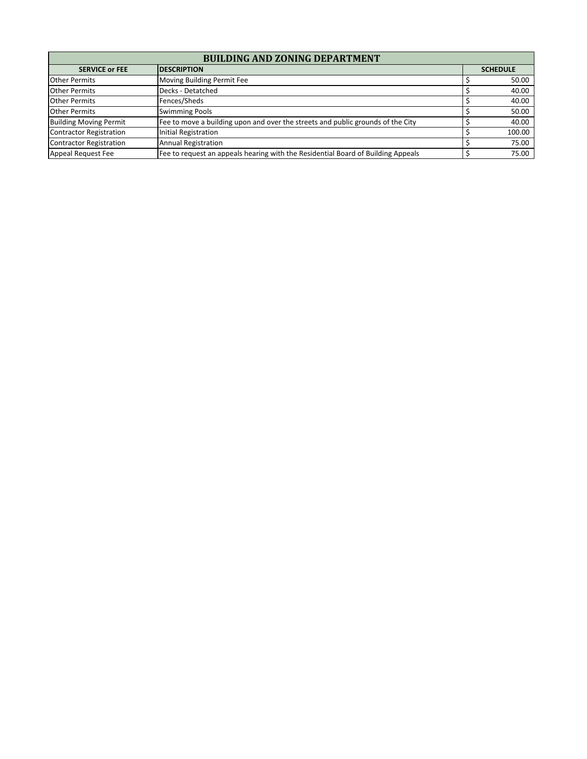| BUILDING AND ZONING DEPARTMENT | | |
|---|---|---|
| **SERVICE or FEE** | **DESCRIPTION** | **SCHEDULE** |
| Other Permits | Moving Building Permit Fee | $ 50.00 |
| Other Permits | Decks - Detatched | $ 40.00 |
| Other Permits | Fences/Sheds | $ 40.00 |
| Other Permits | Swimming Pools | $ 50.00 |
| Building Moving Permit | Fee to move a building upon and over the streets and public grounds of the City | $ 40.00 |
| Contractor Registration | Initial Registration | $ 100.00 |
| Contractor Registration | Annual Registration | $ 75.00 |
| Appeal Request Fee | Fee to request an appeals hearing with the Residential Board of Building Appeals | $ 75.00 |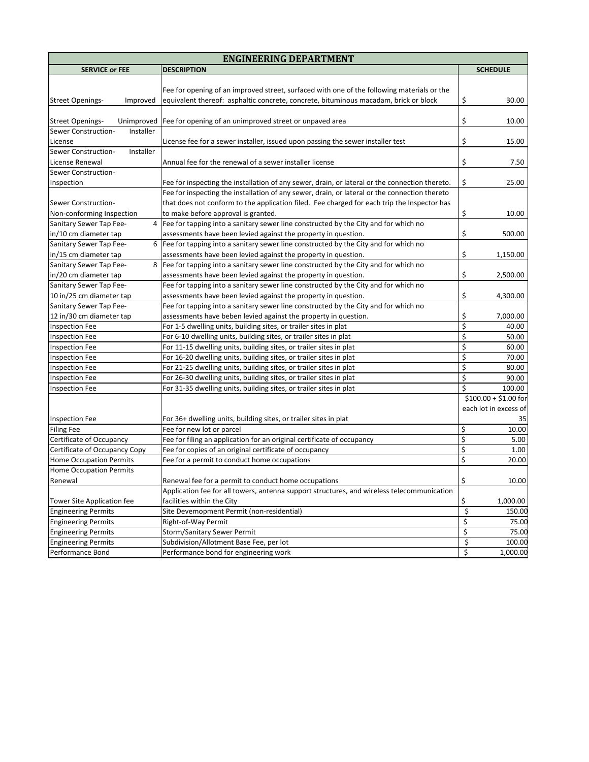| ENGINEERING DEPARTMENT | | |
|---|---|---|
| **SERVICE or FEE** | **DESCRIPTION** | **SCHEDULE** |
| Street Openings- Improved | Fee for opening of an improved street, surfaced with one of the following materials or the equivalent thereof: asphaltic concrete, concrete, bituminous macadam, brick or block | $ 30.00 |
| Street Openings- Unimproved | Fee for opening of an unimproved street or unpaved area | $ 10.00 |
| Sewer Construction- Installer License | License fee for a sewer installer, issued upon passing the sewer installer test | $ 15.00 |
| Sewer Construction- Installer License Renewal | Annual fee for the renewal of a sewer installer license | $ 7.50 |
| Sewer Construction- Inspection | Fee for inspecting the installation of any sewer, drain, or lateral or the connection thereto. | $ 25.00 |
| Sewer Construction- Non-conforming Inspection | Fee for inspecting the installation of any sewer, drain, or lateral or the connection thereto that does not conform to the application filed. Fee charged for each trip the Inspector has to make before approval is granted. | $ 10.00 |
| Sanitary Sewer Tap Fee- 4 in/10 cm diameter tap | Fee for tapping into a sanitary sewer line constructed by the City and for which no assessments have been levied against the property in question. | $ 500.00 |
| Sanitary Sewer Tap Fee- 6 in/15 cm diameter tap | Fee for tapping into a sanitary sewer line constructed by the City and for which no assessments have been levied against the property in question. | $ 1,150.00 |
| Sanitary Sewer Tap Fee- 8 in/20 cm diameter tap | Fee for tapping into a sanitary sewer line constructed by the City and for which no assessments have been levied against the property in question. | $ 2,500.00 |
| Sanitary Sewer Tap Fee- 10 in/25 cm diameter tap | Fee for tapping into a sanitary sewer line constructed by the City and for which no assessments have been levied against the property in question. | $ 4,300.00 |
| Sanitary Sewer Tap Fee- 12 in/30 cm diameter tap | Fee for tapping into a sanitary sewer line constructed by the City and for which no assessments have beben levied against the property in question. | $ 7,000.00 |
| Inspection Fee | For 1-5 dwelling units, building sites, or trailer sites in plat | $ 40.00 |
| Inspection Fee | For 6-10 dwelling units, building sites, or trailer sites in plat | $ 50.00 |
| Inspection Fee | For 11-15 dwelling units, building sites, or trailer sites in plat | $ 60.00 |
| Inspection Fee | For 16-20 dwelling units, building sites, or trailer sites in plat | $ 70.00 |
| Inspection Fee | For 21-25 dwelling units, building sites, or trailer sites in plat | $ 80.00 |
| Inspection Fee | For 26-30 dwelling units, building sites, or trailer sites in plat | $ 90.00 |
| Inspection Fee | For 31-35 dwelling units, building sites, or trailer sites in plat | $ 100.00 |
| Inspection Fee | For 36+ dwelling units, building sites, or trailer sites in plat | $100.00 + $1.00 for each lot in excess of 35 |
| Filing Fee | Fee for new lot or parcel | $ 10.00 |
| Certificate of Occupancy | Fee for filing an application for an original certificate of occupancy | $ 5.00 |
| Certificate of Occupancy Copy | Fee for copies of an original certificate of occupancy | $ 1.00 |
| Home Occupation Permits | Fee for a permit to conduct home occupations | $ 20.00 |
| Home Occupation Permits Renewal | Renewal fee for a permit to conduct home occupations | $ 10.00 |
| Tower Site Application fee | Application fee for all towers, antenna support structures, and wireless telecommunication facilities within the City | $ 1,000.00 |
| Engineering Permits | Site Devemopment Permit (non-residential) | $ 150.00 |
| Engineering Permits | Right-of-Way Permit | $ 75.00 |
| Engineering Permits | Storm/Sanitary Sewer Permit | $ 75.00 |
| Engineering Permits | Subdivision/Allotment Base Fee, per lot | $ 100.00 |
| Performance Bond | Performance bond for engineering work | $ 1,000.00 |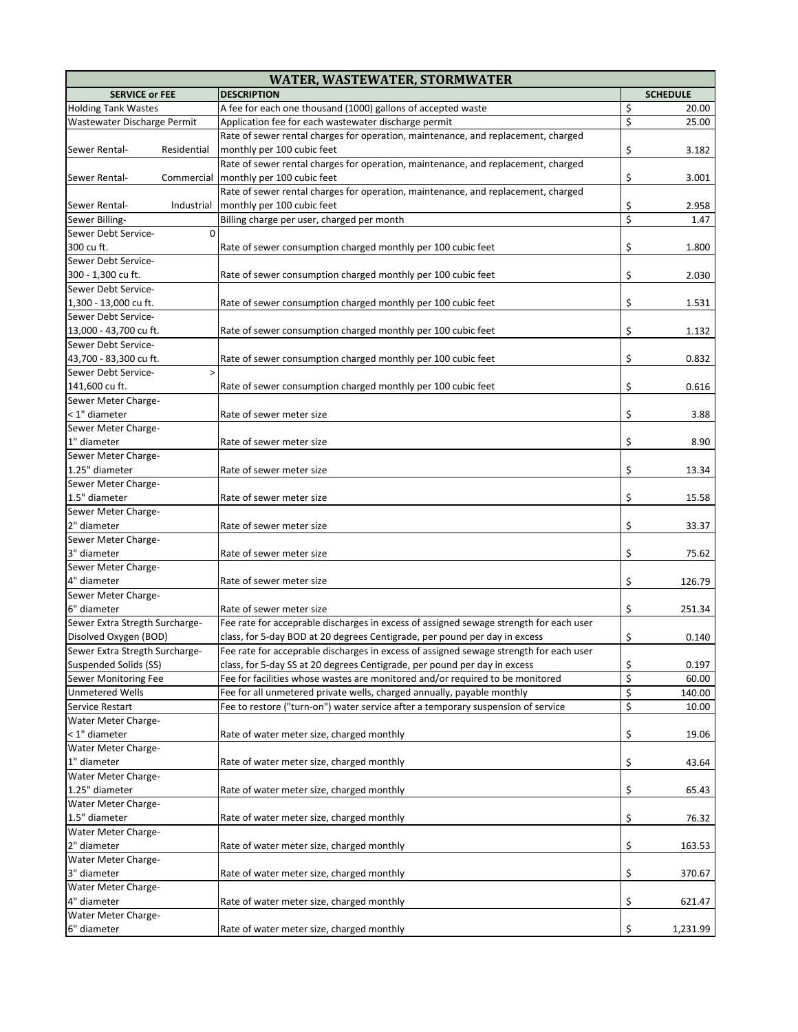| WATER, WASTEWATER, STORMWATER | | |
|---|---|---|
| **SERVICE or FEE** | **DESCRIPTION** | **SCHEDULE** |
| Holding Tank Wastes | A fee for each one thousand (1000) gallons of accepted waste | $ 20.00 |
| Wastewater Discharge Permit | Application fee for each wastewater discharge permit | $ 25.00 |
| Sewer Rental- Residential | Rate of sewer rental charges for operation, maintenance, and replacement, charged monthly per 100 cubic feet | $ 3.182 |
| Sewer Rental- Commercial | Rate of sewer rental charges for operation, maintenance, and replacement, charged monthly per 100 cubic feet | $ 3.001 |
| Sewer Rental- Industrial | Rate of sewer rental charges for operation, maintenance, and replacement, charged monthly per 100 cubic feet | $ 2.958 |
| Sewer Billing- | Billing charge per user, charged per month | $ 1.47 |
| Sewer Debt Service- 0 300 cu ft. | Rate of sewer consumption charged monthly per 100 cubic feet | $ 1.800 |
| Sewer Debt Service- 300 - 1,300 cu ft. | Rate of sewer consumption charged monthly per 100 cubic feet | $ 2.030 |
| Sewer Debt Service- 1,300 - 13,000 cu ft. | Rate of sewer consumption charged monthly per 100 cubic feet | $ 1.531 |
| Sewer Debt Service- 13,000 - 43,700 cu ft. | Rate of sewer consumption charged monthly per 100 cubic feet | $ 1.132 |
| Sewer Debt Service- 43,700 - 83,300 cu ft. | Rate of sewer consumption charged monthly per 100 cubic feet | $ 0.832 |
| Sewer Debt Service- > 141,600 cu ft. | Rate of sewer consumption charged monthly per 100 cubic feet | $ 0.616 |
| Sewer Meter Charge- < 1" diameter | Rate of sewer meter size | $ 3.88 |
| Sewer Meter Charge- 1" diameter | Rate of sewer meter size | $ 8.90 |
| Sewer Meter Charge- 1.25" diameter | Rate of sewer meter size | $ 13.34 |
| Sewer Meter Charge- 1.5" diameter | Rate of sewer meter size | $ 15.58 |
| Sewer Meter Charge- 2" diameter | Rate of sewer meter size | $ 33.37 |
| Sewer Meter Charge- 3" diameter | Rate of sewer meter size | $ 75.62 |
| Sewer Meter Charge- 4" diameter | Rate of sewer meter size | $ 126.79 |
| Sewer Meter Charge- 6" diameter | Rate of sewer meter size | $ 251.34 |
| Sewer Extra Stregth Surcharge- Disolved Oxygen (BOD) | Fee rate for acceprable discharges in excess of assigned sewage strength for each user class, for 5-day BOD at 20 degrees Centigrade, per pound per day in excess | $ 0.140 |
| Sewer Extra Stregth Surcharge- Suspended Solids (SS) | Fee rate for acceprable discharges in excess of assigned sewage strength for each user class, for 5-day SS at 20 degrees Centigrade, per pound per day in excess | $ 0.197 |
| Sewer Monitoring Fee | Fee for facilities whose wastes are monitored and/or required to be monitored | $ 60.00 |
| Unmetered Wells | Fee for all unmetered private wells, charged annually, payable monthly | $ 140.00 |
| Service Restart | Fee to restore ("turn-on") water service after a temporary suspension of service | $ 10.00 |
| Water Meter Charge- < 1" diameter | Rate of water meter size, charged monthly | $ 19.06 |
| Water Meter Charge- 1" diameter | Rate of water meter size, charged monthly | $ 43.64 |
| Water Meter Charge- 1.25" diameter | Rate of water meter size, charged monthly | $ 65.43 |
| Water Meter Charge- 1.5" diameter | Rate of water meter size, charged monthly | $ 76.32 |
| Water Meter Charge- 2" diameter | Rate of water meter size, charged monthly | $ 163.53 |
| Water Meter Charge- 3" diameter | Rate of water meter size, charged monthly | $ 370.67 |
| Water Meter Charge- 4" diameter | Rate of water meter size, charged monthly | $ 621.47 |
| Water Meter Charge- 6" diameter | Rate of water meter size, charged monthly | $ 1,231.99 |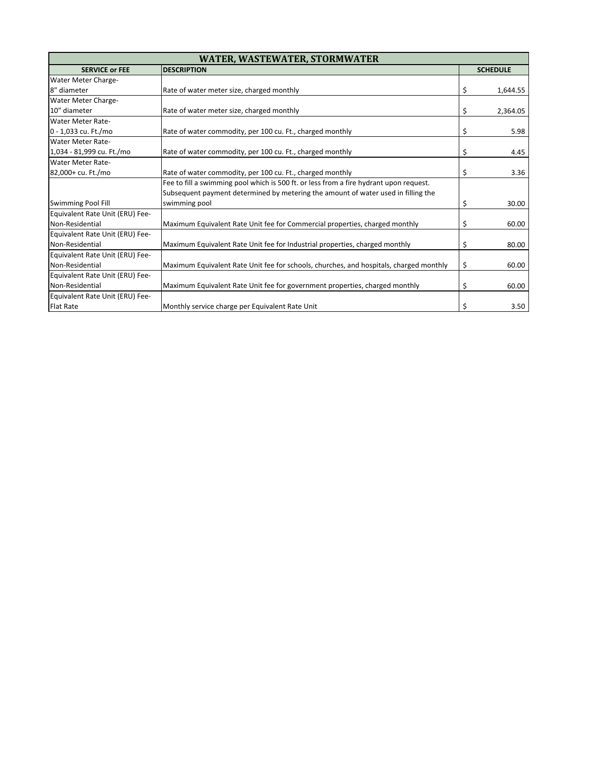| WATER, WASTEWATER, STORMWATER | | |
|---|---|---|
| **SERVICE or FEE** | **DESCRIPTION** | **SCHEDULE** |
| Water Meter Charge- 8" diameter | Rate of water meter size, charged monthly | $ 1,644.55 |
| Water Meter Charge- 10" diameter | Rate of water meter size, charged monthly | $ 2,364.05 |
| Water Meter Rate- 0 - 1,033 cu. Ft./mo | Rate of water commodity, per 100 cu. Ft., charged monthly | $ 5.98 |
| Water Meter Rate- 1,034 - 81,999 cu. Ft./mo | Rate of water commodity, per 100 cu. Ft., charged monthly | $ 4.45 |
| Water Meter Rate- 82,000+ cu. Ft./mo | Rate of water commodity, per 100 cu. Ft., charged monthly | $ 3.36 |
| Swimming Pool Fill | Fee to fill a swimming pool which is 500 ft. or less from a fire hydrant upon request. Subsequent payment determined by metering the amount of water used in filling the swimming pool | $ 30.00 |
| Equivalent Rate Unit (ERU) Fee- Non-Residential | Maximum Equivalent Rate Unit fee for Commercial properties, charged monthly | $ 60.00 |
| Equivalent Rate Unit (ERU) Fee- Non-Residential | Maximum Equivalent Rate Unit fee for Industrial properties, charged monthly | $ 80.00 |
| Equivalent Rate Unit (ERU) Fee- Non-Residential | Maximum Equivalent Rate Unit fee for schools, churches, and hospitals, charged monthly | $ 60.00 |
| Equivalent Rate Unit (ERU) Fee- Non-Residential | Maximum Equivalent Rate Unit fee for government properties, charged monthly | $ 60.00 |
| Equivalent Rate Unit (ERU) Fee- Flat Rate | Monthly service charge per Equivalent Rate Unit | $ 3.50 |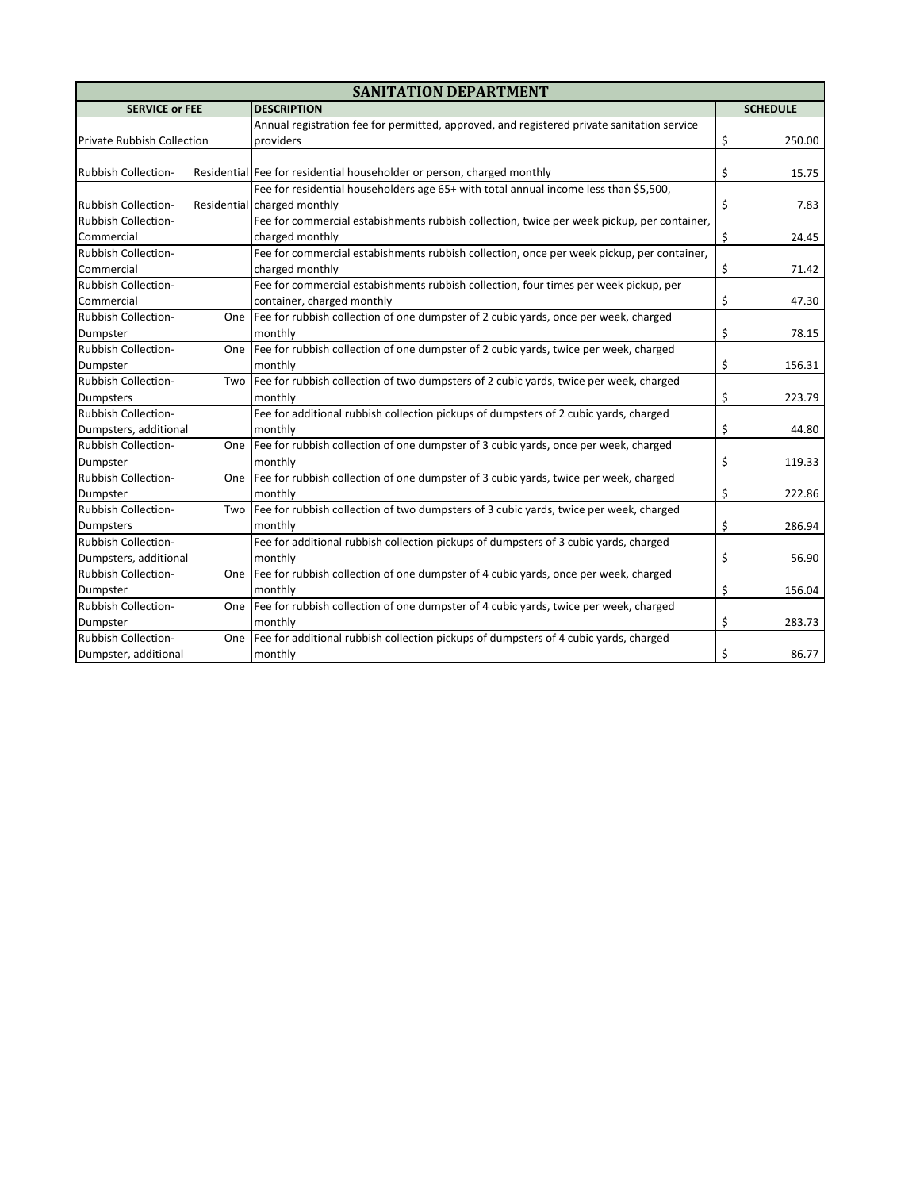| SANITATION DEPARTMENT | | |
|---|---|---|
| **SERVICE or FEE** | **DESCRIPTION** | **SCHEDULE** |
| Private Rubbish Collection | Annual registration fee for permitted, approved, and registered private sanitation service providers | $ 250.00 |
| Rubbish Collection- Residential | Fee for residential householder or person, charged monthly | $ 15.75 |
| Rubbish Collection- Residential | Fee for residential householders age 65+ with total annual income less than $5,500, charged monthly | $ 7.83 |
| Rubbish Collection- Commercial | Fee for commercial estabishments rubbish collection, twice per week pickup, per container, charged monthly | $ 24.45 |
| Rubbish Collection- Commercial | Fee for commercial estabishments rubbish collection, once per week pickup, per container, charged monthly | $ 71.42 |
| Rubbish Collection- Commercial | Fee for commercial estabishments rubbish collection, four times per week pickup, per container, charged monthly | $ 47.30 |
| Rubbish Collection- One Dumpster | Fee for rubbish collection of one dumpster of 2 cubic yards, once per week, charged monthly | $ 78.15 |
| Rubbish Collection- One Dumpster | Fee for rubbish collection of one dumpster of 2 cubic yards, twice per week, charged monthly | $ 156.31 |
| Rubbish Collection- Two Dumpsters | Fee for rubbish collection of two dumpsters of 2 cubic yards, twice per week, charged monthly | $ 223.79 |
| Rubbish Collection- Dumpsters, additional | Fee for additional rubbish collection pickups of dumpsters of 2 cubic yards, charged monthly | $ 44.80 |
| Rubbish Collection- One Dumpster | Fee for rubbish collection of one dumpster of 3 cubic yards, once per week, charged monthly | $ 119.33 |
| Rubbish Collection- One Dumpster | Fee for rubbish collection of one dumpster of 3 cubic yards, twice per week, charged monthly | $ 222.86 |
| Rubbish Collection- Two Dumpsters | Fee for rubbish collection of two dumpsters of 3 cubic yards, twice per week, charged monthly | $ 286.94 |
| Rubbish Collection- Dumpsters, additional | Fee for additional rubbish collection pickups of dumpsters of 3 cubic yards, charged monthly | $ 56.90 |
| Rubbish Collection- One Dumpster | Fee for rubbish collection of one dumpster of 4 cubic yards, once per week, charged monthly | $ 156.04 |
| Rubbish Collection- One Dumpster | Fee for rubbish collection of one dumpster of 4 cubic yards, twice per week, charged monthly | $ 283.73 |
| Rubbish Collection- One Dumpster, additional | Fee for additional rubbish collection pickups of dumpsters of 4 cubic yards, charged monthly | $ 86.77 |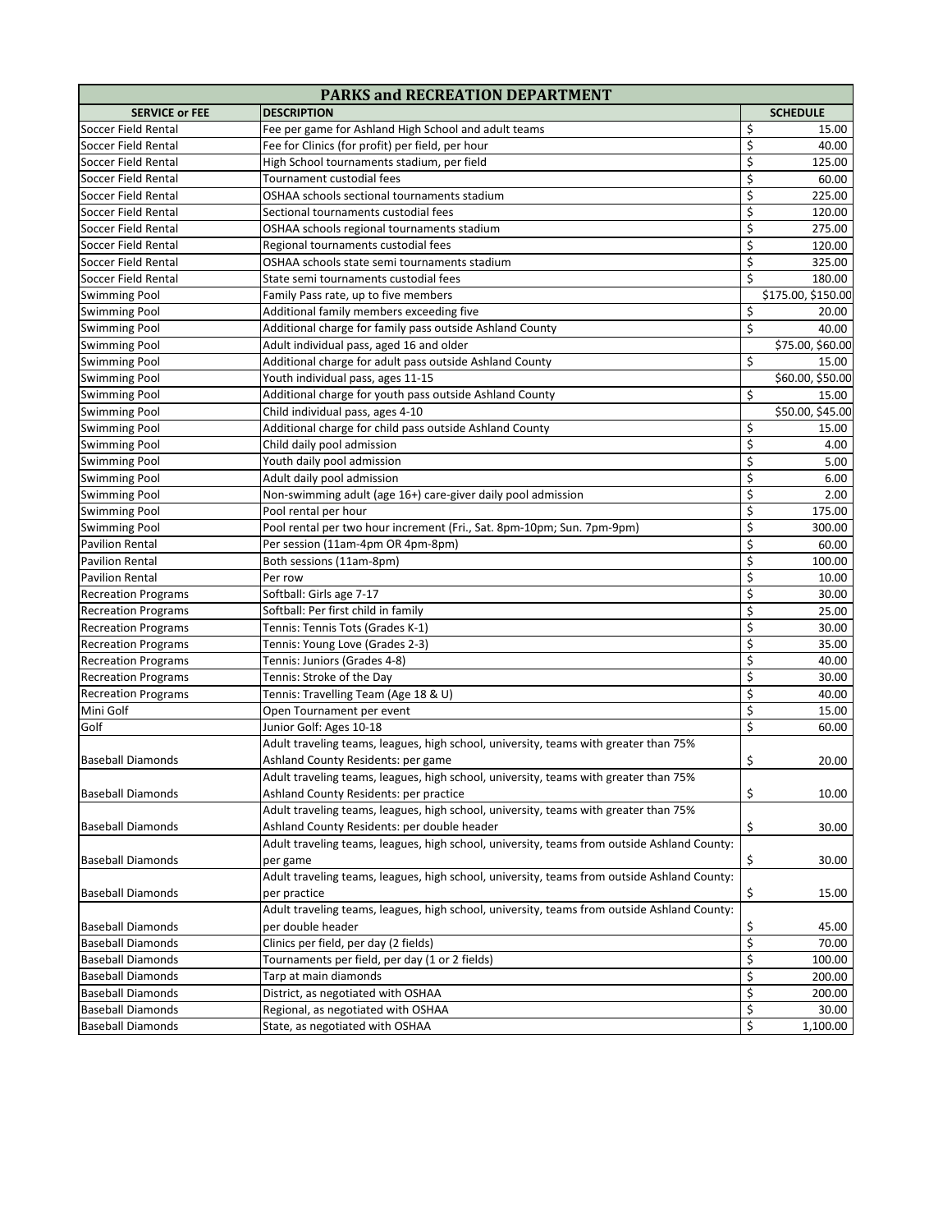| PARKS and RECREATION DEPARTMENT | | |
|---|---|---|
| **SERVICE or FEE** | **DESCRIPTION** | **SCHEDULE** |
| Soccer Field Rental | Fee per game for Ashland High School and adult teams | $ 15.00 |
| Soccer Field Rental | Fee for Clinics (for profit) per field, per hour | $ 40.00 |
| Soccer Field Rental | High School tournaments stadium, per field | $ 125.00 |
| Soccer Field Rental | Tournament custodial fees | $ 60.00 |
| Soccer Field Rental | OSHAA schools sectional tournaments stadium | $ 225.00 |
| Soccer Field Rental | Sectional tournaments custodial fees | $ 120.00 |
| Soccer Field Rental | OSHAA schools regional tournaments stadium | $ 275.00 |
| Soccer Field Rental | Regional tournaments custodial fees | $ 120.00 |
| Soccer Field Rental | OSHAA schools state semi tournaments stadium | $ 325.00 |
| Soccer Field Rental | State semi tournaments custodial fees | $ 180.00 |
| Swimming Pool | Family Pass rate, up to five members | $175.00, $150.00 |
| Swimming Pool | Additional family members exceeding five | $ 20.00 |
| Swimming Pool | Additional charge for family pass outside Ashland County | $ 40.00 |
| Swimming Pool | Adult individual pass, aged 16 and older | $75.00, $60.00 |
| Swimming Pool | Additional charge for adult pass outside Ashland County | $ 15.00 |
| Swimming Pool | Youth individual pass, ages 11-15 | $60.00, $50.00 |
| Swimming Pool | Additional charge for youth pass outside Ashland County | $ 15.00 |
| Swimming Pool | Child individual pass, ages 4-10 | $50.00, $45.00 |
| Swimming Pool | Additional charge for child pass outside Ashland County | $ 15.00 |
| Swimming Pool | Child daily pool admission | $ 4.00 |
| Swimming Pool | Youth daily pool admission | $ 5.00 |
| Swimming Pool | Adult daily pool admission | $ 6.00 |
| Swimming Pool | Non-swimming adult (age 16+) care-giver daily pool admission | $ 2.00 |
| Swimming Pool | Pool rental per hour | $ 175.00 |
| Swimming Pool | Pool rental per two hour increment (Fri., Sat. 8pm-10pm; Sun. 7pm-9pm) | $ 300.00 |
| Pavilion Rental | Per session (11am-4pm OR 4pm-8pm) | $ 60.00 |
| Pavilion Rental | Both sessions (11am-8pm) | $ 100.00 |
| Pavilion Rental | Per row | $ 10.00 |
| Recreation Programs | Softball: Girls age 7-17 | $ 30.00 |
| Recreation Programs | Softball: Per first child in family | $ 25.00 |
| Recreation Programs | Tennis: Tennis Tots (Grades K-1) | $ 30.00 |
| Recreation Programs | Tennis: Young Love (Grades 2-3) | $ 35.00 |
| Recreation Programs | Tennis: Juniors (Grades 4-8) | $ 40.00 |
| Recreation Programs | Tennis: Stroke of the Day | $ 30.00 |
| Recreation Programs | Tennis: Travelling Team (Age 18 & U) | $ 40.00 |
| Mini Golf | Open Tournament per event | $ 15.00 |
| Golf | Junior Golf: Ages 10-18 | $ 60.00 |
| Baseball Diamonds | Adult traveling teams, leagues, high school, university, teams with greater than 75% Ashland County Residents: per game | $ 20.00 |
| Baseball Diamonds | Adult traveling teams, leagues, high school, university, teams with greater than 75% Ashland County Residents: per practice | $ 10.00 |
| Baseball Diamonds | Adult traveling teams, leagues, high school, university, teams with greater than 75% Ashland County Residents: per double header | $ 30.00 |
| Baseball Diamonds | Adult traveling teams, leagues, high school, university, teams from outside Ashland County: per game | $ 30.00 |
| Baseball Diamonds | Adult traveling teams, leagues, high school, university, teams from outside Ashland County: per practice | $ 15.00 |
| Baseball Diamonds | Adult traveling teams, leagues, high school, university, teams from outside Ashland County: per double header | $ 45.00 |
| Baseball Diamonds | Clinics per field, per day (2 fields) | $ 70.00 |
| Baseball Diamonds | Tournaments per field, per day (1 or 2 fields) | $ 100.00 |
| Baseball Diamonds | Tarp at main diamonds | $ 200.00 |
| Baseball Diamonds | District, as negotiated with OSHAA | $ 200.00 |
| Baseball Diamonds | Regional, as negotiated with OSHAA | $ 30.00 |
| Baseball Diamonds | State, as negotiated with OSHAA | $ 1,100.00 |